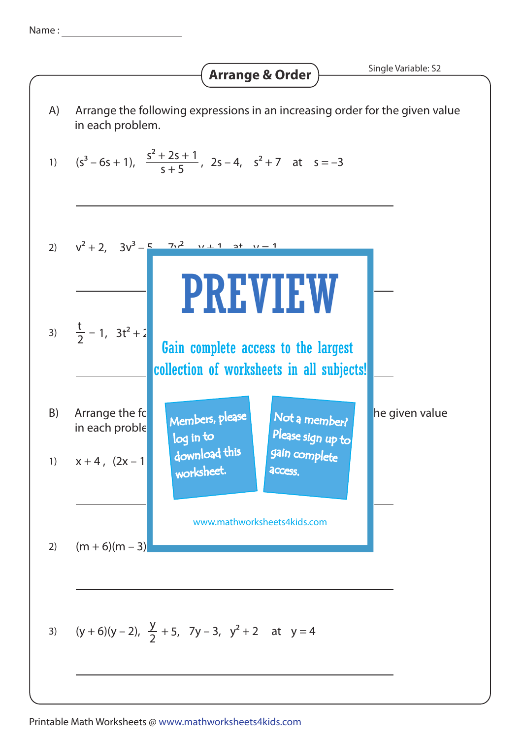Name : ______________________

# Arrange & Order

Single Variable: S2

A) Arrange the following expressions in an increasing order for the given value in each problem.

1) $(s^3 - 6s + 1)$, $\frac{s^2 + 2s + 1}{s + 5}$, $2s - 4$, $s^2 + 7$ at $s = -3$

______________________________________________

2) $v^2 + 2$, $3v^3 - 5$, $7v^2$, $v + 1$ at $v = 1$

______________________________________________

3) $\frac{t}{2} - 1$, $3t^2 + 2$

______________________________________________

PREVIEW

Gain complete access to the largest collection of worksheets in all subjects!

Members, please log in to download this worksheet.

Not a member? Please sign up to gain complete access.

www.mathworksheets4kids.com

B) Arrange the fo... the given value in each proble...

1) $x + 4$, $(2x - 1$

______________________________________________

2) $(m + 6)(m - 3)$

______________________________________________

3) $(y + 6)(y - 2)$, $\frac{y}{2} + 5$, $7y - 3$, $y^2 + 2$ at $y = 4$

______________________________________________

Printable Math Worksheets @ www.mathworksheets4kids.com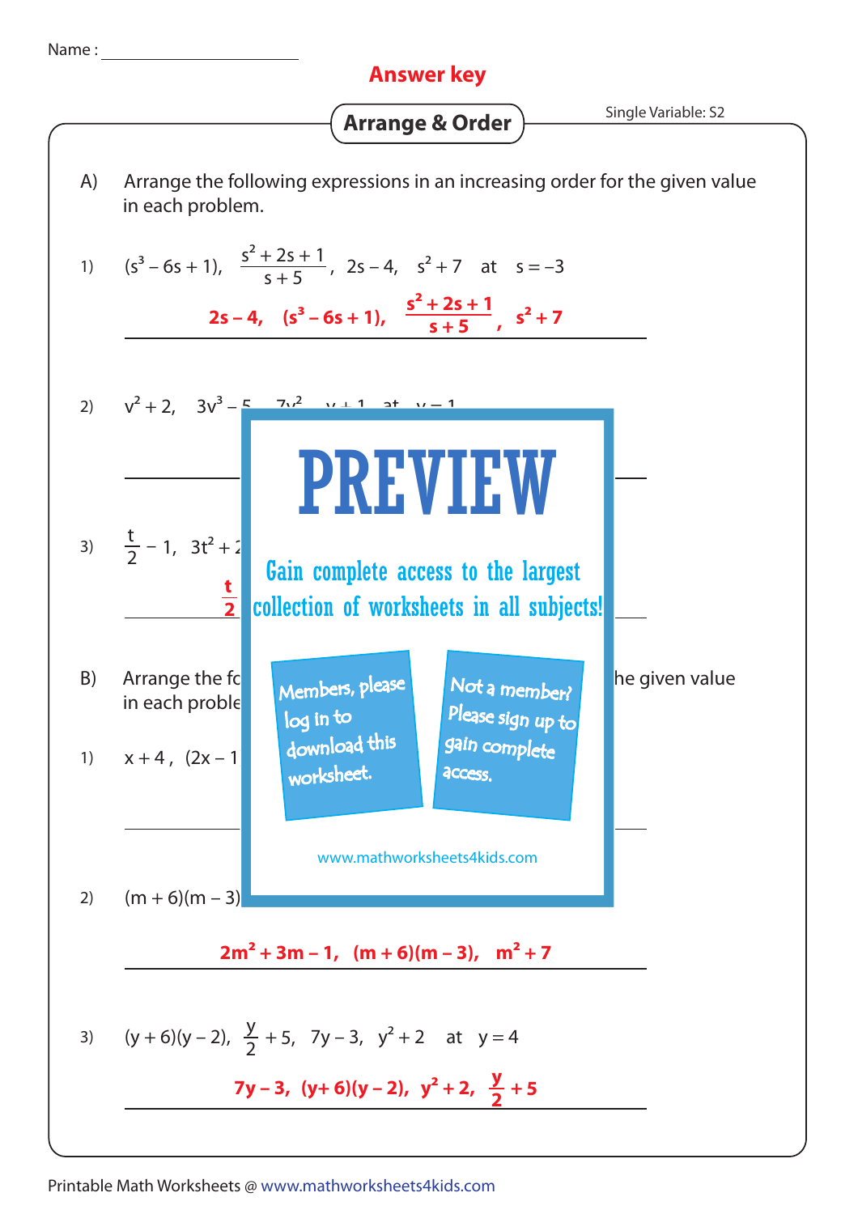Name : ____________________

**Answer key**

## Arrange & Order

Single Variable: S2

A) Arrange the following expressions in an increasing order for the given value in each problem.

1) $(s^3 - 6s + 1)$, $\dfrac{s^2 + 2s + 1}{s + 5}$, $2s - 4$, $s^2 + 7$ at $s = -3$

**$2s - 4$, $(s^3 - 6s + 1)$, $\dfrac{s^2 + 2s + 1}{s + 5}$, $s^2 + 7$**

2) $v^2 + 2$, $3v^3 -$ 5 ... $7v^2$ ... $v + 1$ at $v = 1$

3) $\dfrac{t}{2} - 1$, $3t^2 + 2$ ...

**$\dfrac{t}{2}$** ...

PREVIEW

Gain complete access to the largest collection of worksheets in all subjects!

Members, please log in to download this worksheet.

Not a member? Please sign up to gain complete access.

www.mathworksheets4kids.com

B) Arrange the fo... the given value in each proble...

1) $x + 4$, $(2x - 1$ ...

2) $(m + 6)(m - 3)$ ...

**$2m^2 + 3m - 1$, $(m + 6)(m - 3)$, $m^2 + 7$**

3) $(y + 6)(y - 2)$, $\dfrac{y}{2} + 5$, $7y - 3$, $y^2 + 2$ at $y = 4$

**$7y - 3$, $(y + 6)(y - 2)$, $y^2 + 2$, $\dfrac{y}{2} + 5$**

Printable Math Worksheets @ www.mathworksheets4kids.com